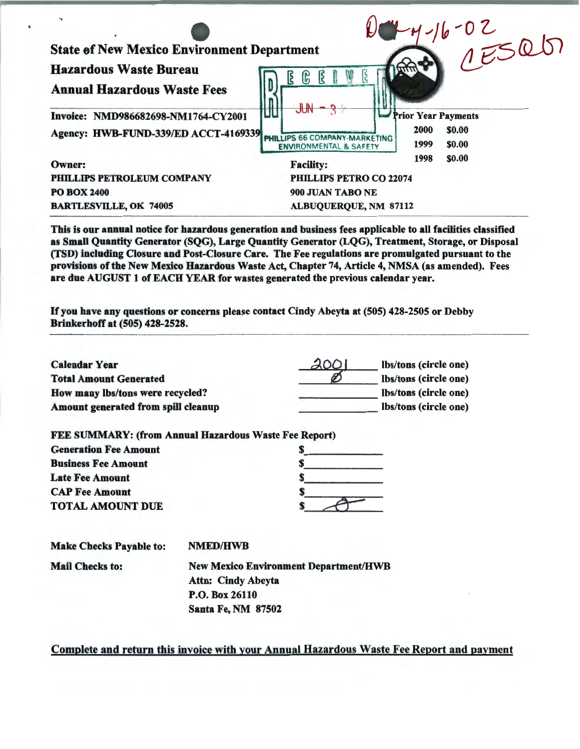D-4-16-02
CES Q 67

**State of New Mexico Environment Department**

**Hazardous Waste Bureau**

**Annual Hazardous Waste Fees**

RECEIVED
JUN - 3
PHILLIPS 66 COMPANY-MARKETING
ENVIRONMENTAL & SAFETY

**Invoice: NMD986682698-NM1764-CY2001**

**Agency: HWB-FUND-339/ED ACCT-4169339**

| Prior Year Payments | |
|---|---|
| 2000 | $0.00 |
| 1999 | $0.00 |
| 1998 | $0.00 |

**Owner:**
**PHILLIPS PETROLEUM COMPANY**
**PO BOX 2400**
**BARTLESVILLE, OK 74005**

**Facility:**
**PHILLIPS PETRO CO 22074**
**900 JUAN TABO NE**
**ALBUQUERQUE, NM 87112**

**This is our annual notice for hazardous generation and business fees applicable to all facilities classified as Small Quantity Generator (SQG), Large Quantity Generator (LQG), Treatment, Storage, or Disposal (TSD) including Closure and Post-Closure Care. The Fee regulations are promulgated pursuant to the provisions of the New Mexico Hazardous Waste Act, Chapter 74, Article 4, NMSA (as amended). Fees are due AUGUST 1 of EACH YEAR for wastes generated the previous calendar year.**

**If you have any questions or concerns please contact Cindy Abeyta at (505) 428-2505 or Debby Brinkerhoff at (505) 428-2528.**

| | | |
|---|---|---|
| **Calendar Year** | 2001 | **lbs/tons (circle one)** |
| **Total Amount Generated** | Ø | **lbs/tons (circle one)** |
| **How many lbs/tons were recycled?** | | **lbs/tons (circle one)** |
| **Amount generated from spill cleanup** | | **lbs/tons (circle one)** |

**FEE SUMMARY: (from Annual Hazardous Waste Fee Report)**

| | |
|---|---|
| **Generation Fee Amount** | $ |
| **Business Fee Amount** | $ |
| **Late Fee Amount** | $ |
| **CAP Fee Amount** | $ |
| **TOTAL AMOUNT DUE** | $ 0 |

**Make Checks Payable to:** **NMED/HWB**

**Mail Checks to:**
**New Mexico Environment Department/HWB**
**Attn: Cindy Abeyta**
**P.O. Box 26110**
**Santa Fe, NM 87502**

**Complete and return this invoice with your Annual Hazardous Waste Fee Report and payment**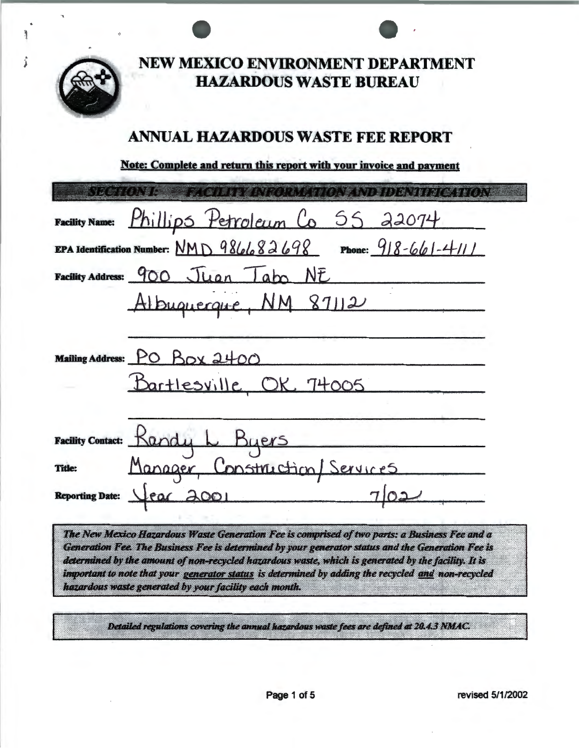# NEW MEXICO ENVIRONMENT DEPARTMENT
# HAZARDOUS WASTE BUREAU

## ANNUAL HAZARDOUS WASTE FEE REPORT

**Note: Complete and return this report with your invoice and payment**

### SECTION I: FACILITY INFORMATION AND IDENTIFICATION

**Facility Name:** Phillips Petroleum Co SS 22074

**EPA Identification Number:** NMD 986682698 **Phone:** 918-661-4111

**Facility Address:** 900 Juan Tabo NE
Albuquerque, NM 87112

**Mailing Address:** PO Box 2400
Bartlesville, OK 74005

**Facility Contact:** Randy L Byers

**Title:** Manager, Construction/Services

**Reporting Date:** Year 2001 7/02

*The New Mexico Hazardous Waste Generation Fee is comprised of two parts: a Business Fee and a Generation Fee. The Business Fee is determined by your generator status and the Generation Fee is determined by the amount of non-recycled hazardous waste, which is generated by the facility. It is important to note that your generator status is determined by adding the recycled and non-recycled hazardous waste generated by your facility each month.*

*Detailed regulations covering the annual hazardous waste fees are defined at 20.4.3 NMAC.*

revised 5/1/2002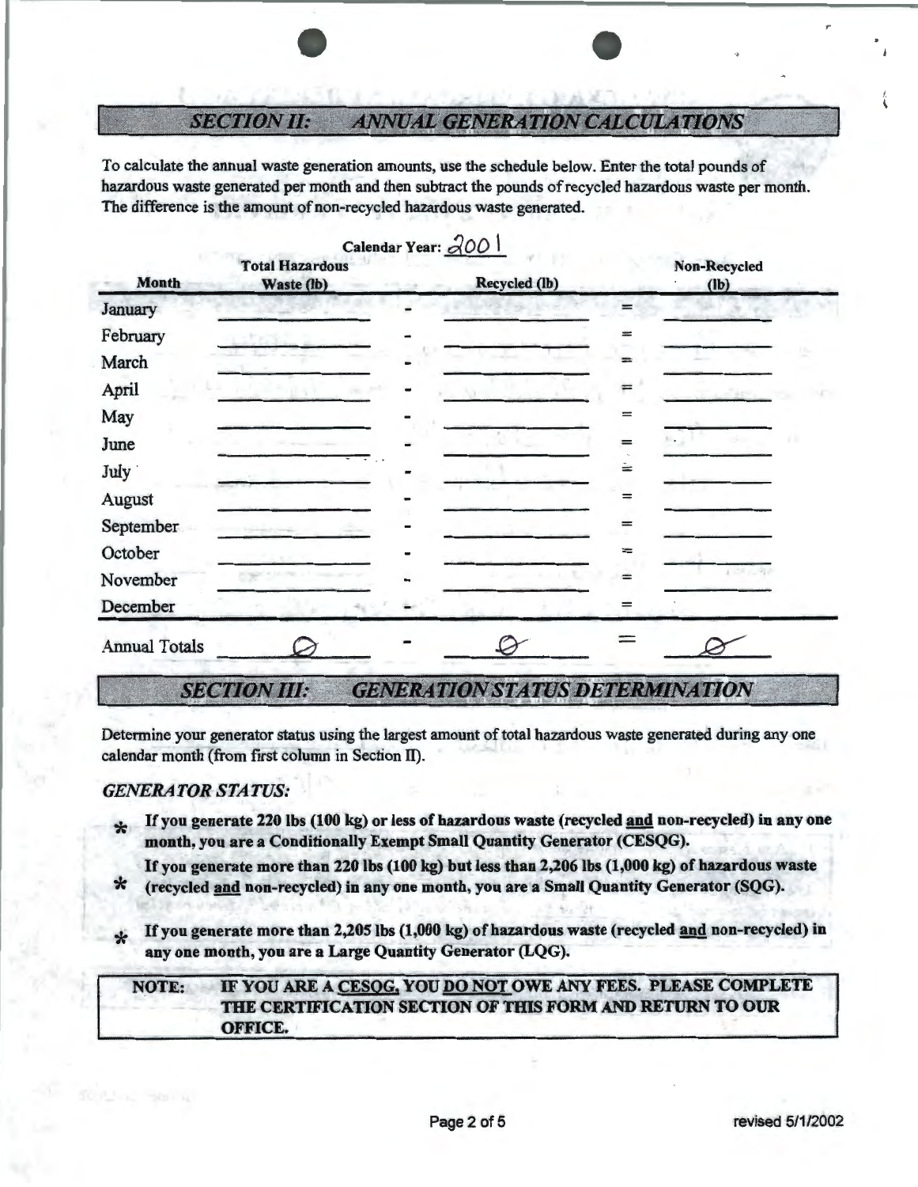## *SECTION II: ANNUAL GENERATION CALCULATIONS*

To calculate the annual waste generation amounts, use the schedule below. Enter the total pounds of hazardous waste generated per month and then subtract the pounds of recycled hazardous waste per month. The difference is the amount of non-recycled hazardous waste generated.

**Calendar Year:** 2001

| Month | Total Hazardous Waste (lb) | | Recycled (lb) | | Non-Recycled (lb) |
|---|---|---|---|---|---|
| January | | - | | = | |
| February | | - | | = | |
| March | | - | | = | |
| April | | - | | = | |
| May | | - | | = | |
| June | | - | | = | |
| July | | - | | = | |
| August | | - | | = | |
| September | | - | | = | |
| October | | - | | = | |
| November | | - | | = | |
| December | | - | | = | |
| Annual Totals | Ø | - | Ø | = | Ø |

## *SECTION III: GENERATION STATUS DETERMINATION*

Determine your generator status using the largest amount of total hazardous waste generated during any one calendar month (from first column in Section II).

### *GENERATOR STATUS:*

- **If you generate 220 lbs (100 kg) or less of hazardous waste (recycled <u>and</u> non-recycled) in any one month, you are a Conditionally Exempt Small Quantity Generator (CESQG).**
- **If you generate more than 220 lbs (100 kg) but less than 2,206 lbs (1,000 kg) of hazardous waste (recycled <u>and</u> non-recycled) in any one month, you are a Small Quantity Generator (SQG).**
- **If you generate more than 2,205 lbs (1,000 kg) of hazardous waste (recycled <u>and</u> non-recycled) in any one month, you are a Large Quantity Generator (LQG).**

**NOTE: IF YOU ARE A <u>CESQG</u>, YOU <u>DO NOT</u> OWE ANY FEES. PLEASE COMPLETE THE CERTIFICATION SECTION OF THIS FORM AND RETURN TO OUR OFFICE.**

revised 5/1/2002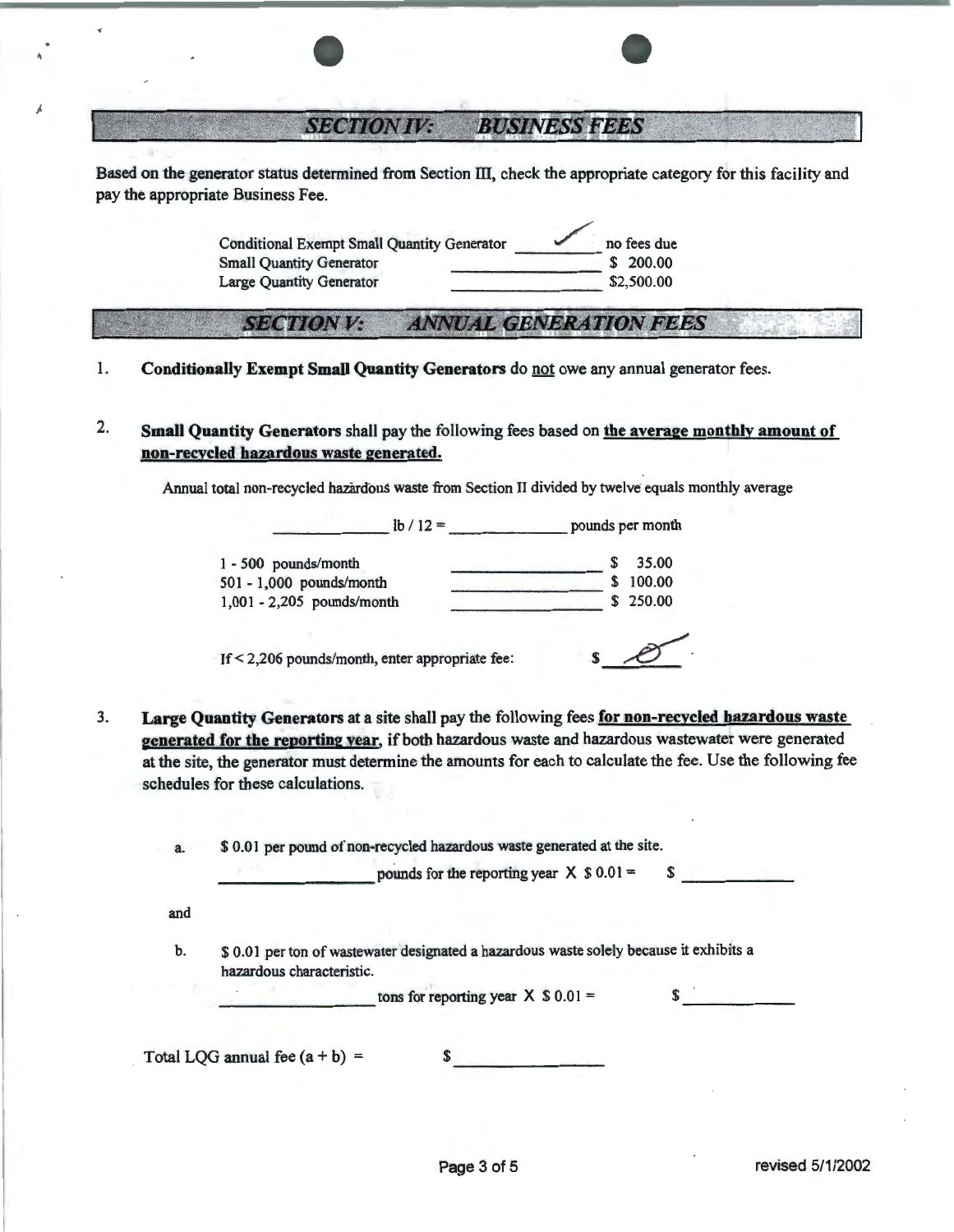## SECTION IV: BUSINESS FEES

Based on the generator status determined from Section III, check the appropriate category for this facility and pay the appropriate Business Fee.

| | | |
|---|---|---|
| Conditional Exempt Small Quantity Generator | ✓ | no fees due |
| Small Quantity Generator | | $ 200.00 |
| Large Quantity Generator | | $2,500.00 |

## SECTION V: ANNUAL GENERATION FEES

1. **Conditionally Exempt Small Quantity Generators** do not owe any annual generator fees.

2. **Small Quantity Generators** shall pay the following fees based on **the average monthly amount of non-recycled hazardous waste generated.**

   Annual total non-recycled hazardous waste from Section II divided by twelve equals monthly average

   ______ lb / 12 = ______ pounds per month

   | | | |
   |---|---|---|
   | 1 - 500 pounds/month | | $ 35.00 |
   | 501 - 1,000 pounds/month | | $ 100.00 |
   | 1,001 - 2,205 pounds/month | | $ 250.00 |

   If < 2,206 pounds/month, enter appropriate fee: $ 0

3. **Large Quantity Generators** at a site shall pay the following fees **for non-recycled hazardous waste generated for the reporting year**, if both hazardous waste and hazardous wastewater were generated at the site, the generator must determine the amounts for each to calculate the fee. Use the following fee schedules for these calculations.

   a. $ 0.01 per pound of non-recycled hazardous waste generated at the site.

      ______ pounds for the reporting year X $ 0.01 = $ ______

   and

   b. $ 0.01 per ton of wastewater designated a hazardous waste solely because it exhibits a hazardous characteristic.

      ______ tons for reporting year X $ 0.01 = $ ______

Total LQG annual fee (a + b) = $ ______

revised 5/1/2002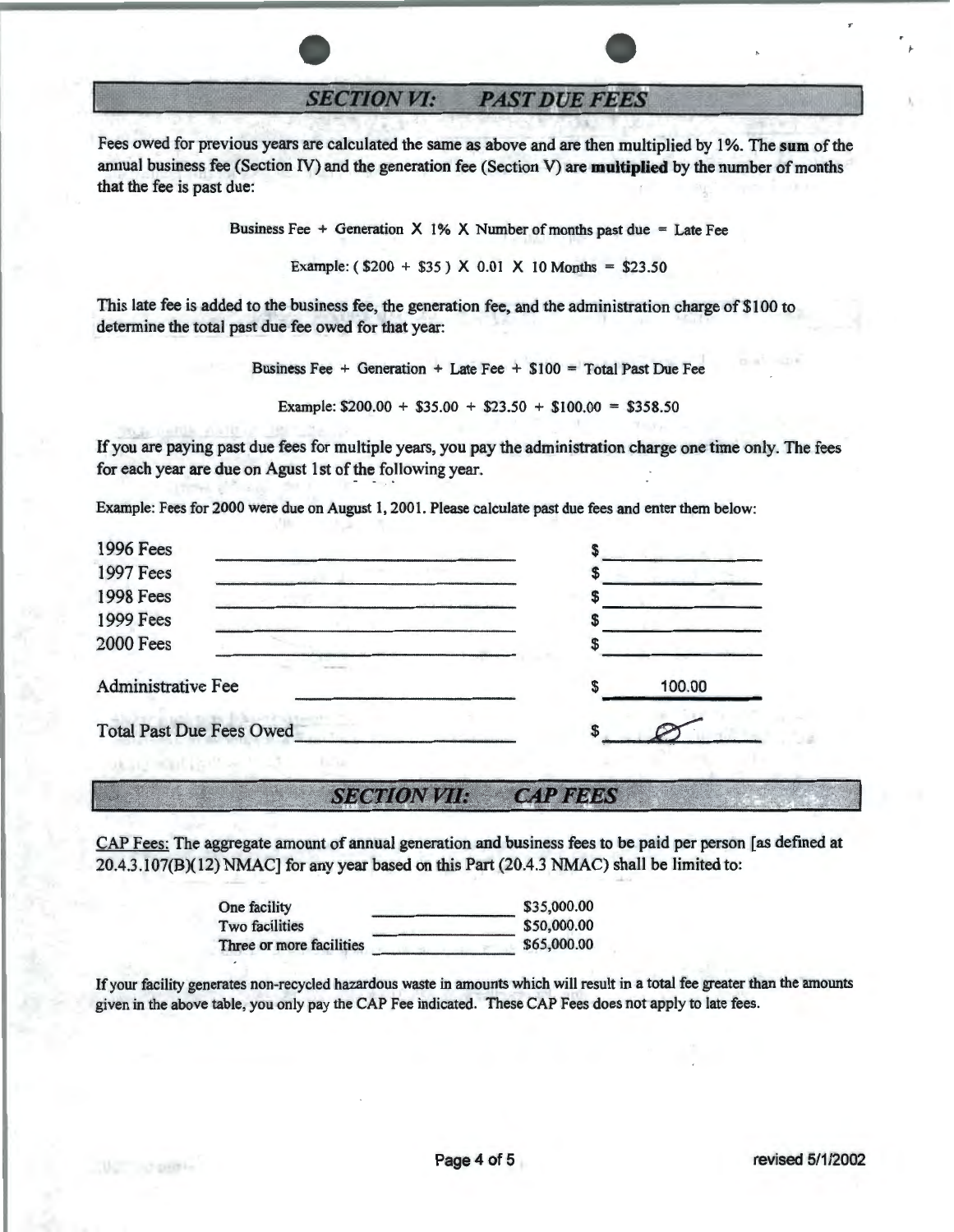## SECTION VI: PAST DUE FEES

Fees owed for previous years are calculated the same as above and are then multiplied by 1%. The **sum** of the annual business fee (Section IV) and the generation fee (Section V) are **multiplied** by the number of months that the fee is past due:

Business Fee + Generation X 1% X Number of months past due = Late Fee

Example: ( $200 + $35 ) X 0.01 X 10 Months = $23.50

This late fee is added to the business fee, the generation fee, and the administration charge of $100 to determine the total past due fee owed for that year:

Business Fee + Generation + Late Fee + $100 = Total Past Due Fee

Example: $200.00 + $35.00 + $23.50 + $100.00 = $358.50

If you are paying past due fees for multiple years, you pay the administration charge one time only. The fees for each year are due on Agust 1st of the following year.

Example: Fees for 2000 were due on August 1, 2001. Please calculate past due fees and enter them below:

| | |
|---|---|
| 1996 Fees | $ |
| 1997 Fees | $ |
| 1998 Fees | $ |
| 1999 Fees | $ |
| 2000 Fees | $ |
| Administrative Fee | $ 100.00 |
| Total Past Due Fees Owed | $ Ø |

## SECTION VII: CAP FEES

CAP Fees: The aggregate amount of annual generation and business fees to be paid per person [as defined at 20.4.3.107(B)(12) NMAC] for any year based on this Part (20.4.3 NMAC) shall be limited to:

| | |
|---|---|
| One facility | $35,000.00 |
| Two facilities | $50,000.00 |
| Three or more facilities | $65,000.00 |

If your facility generates non-recycled hazardous waste in amounts which will result in a total fee greater than the amounts given in the above table, you only pay the CAP Fee indicated. These CAP Fees does not apply to late fees.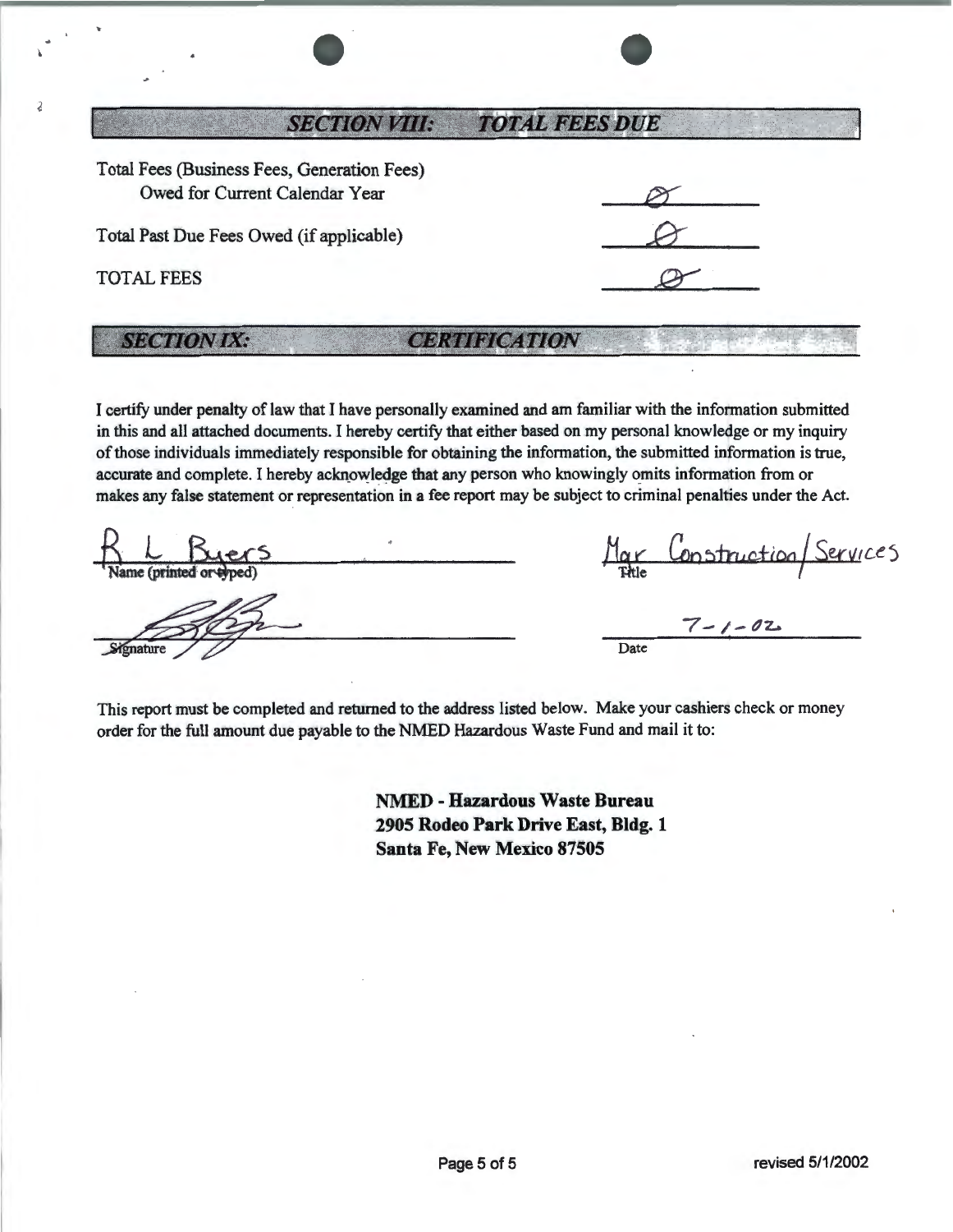## *SECTION VIII: TOTAL FEES DUE*

| | |
|---|---|
| Total Fees (Business Fees, Generation Fees) Owed for Current Calendar Year | Ø |
| Total Past Due Fees Owed (if applicable) | Ø |
| TOTAL FEES | Ø |

## *SECTION IX: CERTIFICATION*

I certify under penalty of law that I have personally examined and am familiar with the information submitted in this and all attached documents. I hereby certify that either based on my personal knowledge or my inquiry of those individuals immediately responsible for obtaining the information, the submitted information is true, accurate and complete. I hereby acknowledge that any person who knowingly omits information from or makes any false statement or representation in a fee report may be subject to criminal penalties under the Act.

R L Byers
Name (printed or typed)

Mgr Construction/Services
Title

[Signature]
Signature

7-1-02
Date

This report must be completed and returned to the address listed below. Make your cashiers check or money order for the full amount due payable to the NMED Hazardous Waste Fund and mail it to:

**NMED - Hazardous Waste Bureau**
**2905 Rodeo Park Drive East, Bldg. 1**
**Santa Fe, New Mexico 87505**

revised 5/1/2002